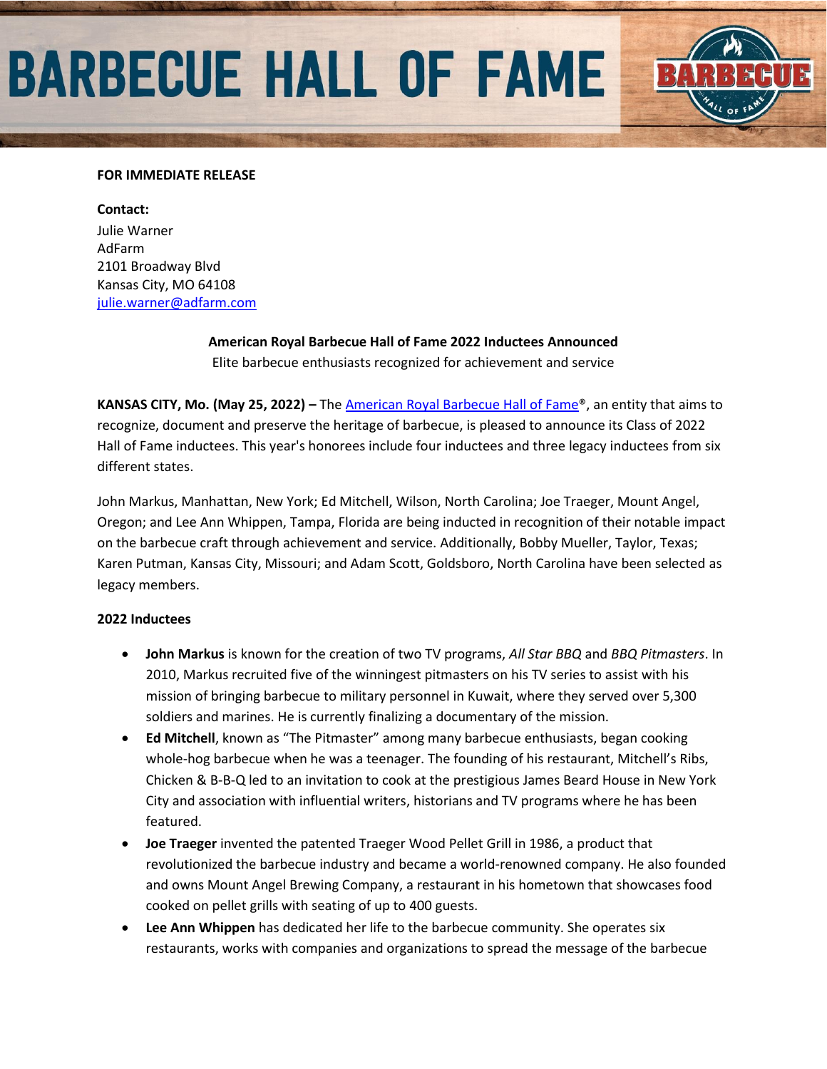# BARBECUE HALL OF FAME

**FOR IMMEDIATE RELEASE**

**Contact:**
Julie Warner
AdFarm
2101 Broadway Blvd
Kansas City, MO 64108
julie.warner@adfarm.com

**American Royal Barbecue Hall of Fame 2022 Inductees Announced**
Elite barbecue enthusiasts recognized for achievement and service

**KANSAS CITY, Mo. (May 25, 2022) –** The American Royal Barbecue Hall of Fame®, an entity that aims to recognize, document and preserve the heritage of barbecue, is pleased to announce its Class of 2022 Hall of Fame inductees. This year's honorees include four inductees and three legacy inductees from six different states.

John Markus, Manhattan, New York; Ed Mitchell, Wilson, North Carolina; Joe Traeger, Mount Angel, Oregon; and Lee Ann Whippen, Tampa, Florida are being inducted in recognition of their notable impact on the barbecue craft through achievement and service. Additionally, Bobby Mueller, Taylor, Texas; Karen Putman, Kansas City, Missouri; and Adam Scott, Goldsboro, North Carolina have been selected as legacy members.

**2022 Inductees**

- **John Markus** is known for the creation of two TV programs, *All Star BBQ* and *BBQ Pitmasters*. In 2010, Markus recruited five of the winningest pitmasters on his TV series to assist with his mission of bringing barbecue to military personnel in Kuwait, where they served over 5,300 soldiers and marines. He is currently finalizing a documentary of the mission.
- **Ed Mitchell**, known as "The Pitmaster" among many barbecue enthusiasts, began cooking whole-hog barbecue when he was a teenager. The founding of his restaurant, Mitchell's Ribs, Chicken & B-B-Q led to an invitation to cook at the prestigious James Beard House in New York City and association with influential writers, historians and TV programs where he has been featured.
- **Joe Traeger** invented the patented Traeger Wood Pellet Grill in 1986, a product that revolutionized the barbecue industry and became a world-renowned company. He also founded and owns Mount Angel Brewing Company, a restaurant in his hometown that showcases food cooked on pellet grills with seating of up to 400 guests.
- **Lee Ann Whippen** has dedicated her life to the barbecue community. She operates six restaurants, works with companies and organizations to spread the message of the barbecue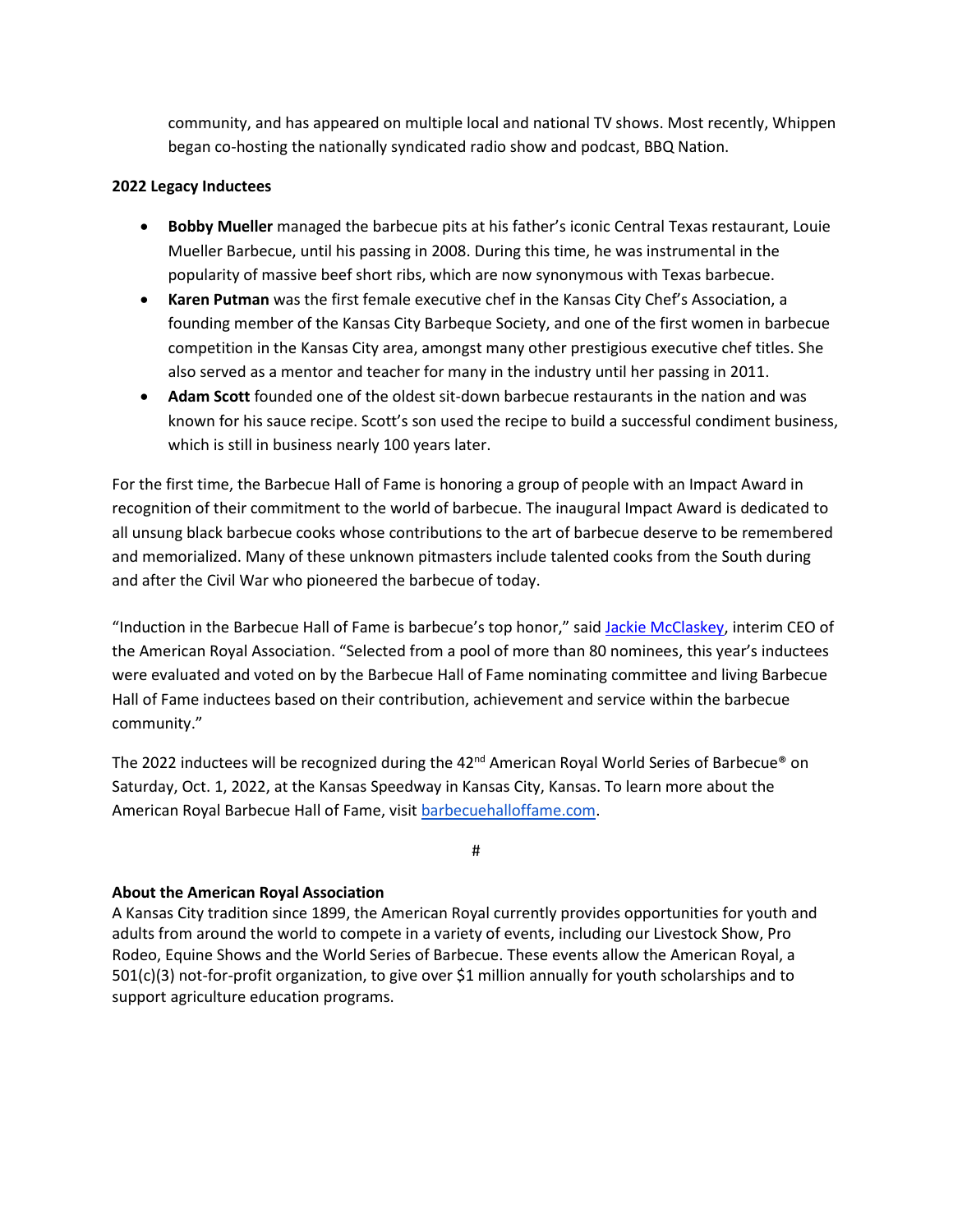community, and has appeared on multiple local and national TV shows. Most recently, Whippen began co-hosting the nationally syndicated radio show and podcast, BBQ Nation.

**2022 Legacy Inductees**

- **Bobby Mueller** managed the barbecue pits at his father's iconic Central Texas restaurant, Louie Mueller Barbecue, until his passing in 2008. During this time, he was instrumental in the popularity of massive beef short ribs, which are now synonymous with Texas barbecue.
- **Karen Putman** was the first female executive chef in the Kansas City Chef's Association, a founding member of the Kansas City Barbeque Society, and one of the first women in barbecue competition in the Kansas City area, amongst many other prestigious executive chef titles. She also served as a mentor and teacher for many in the industry until her passing in 2011.
- **Adam Scott** founded one of the oldest sit-down barbecue restaurants in the nation and was known for his sauce recipe. Scott's son used the recipe to build a successful condiment business, which is still in business nearly 100 years later.

For the first time, the Barbecue Hall of Fame is honoring a group of people with an Impact Award in recognition of their commitment to the world of barbecue. The inaugural Impact Award is dedicated to all unsung black barbecue cooks whose contributions to the art of barbecue deserve to be remembered and memorialized. Many of these unknown pitmasters include talented cooks from the South during and after the Civil War who pioneered the barbecue of today.

"Induction in the Barbecue Hall of Fame is barbecue's top honor," said [Jackie McClaskey](), interim CEO of the American Royal Association. "Selected from a pool of more than 80 nominees, this year's inductees were evaluated and voted on by the Barbecue Hall of Fame nominating committee and living Barbecue Hall of Fame inductees based on their contribution, achievement and service within the barbecue community."

The 2022 inductees will be recognized during the 42nd American Royal World Series of Barbecue® on Saturday, Oct. 1, 2022, at the Kansas Speedway in Kansas City, Kansas. To learn more about the American Royal Barbecue Hall of Fame, visit [barbecuehalloffame.com]().

#

**About the American Royal Association**

A Kansas City tradition since 1899, the American Royal currently provides opportunities for youth and adults from around the world to compete in a variety of events, including our Livestock Show, Pro Rodeo, Equine Shows and the World Series of Barbecue. These events allow the American Royal, a 501(c)(3) not-for-profit organization, to give over $1 million annually for youth scholarships and to support agriculture education programs.